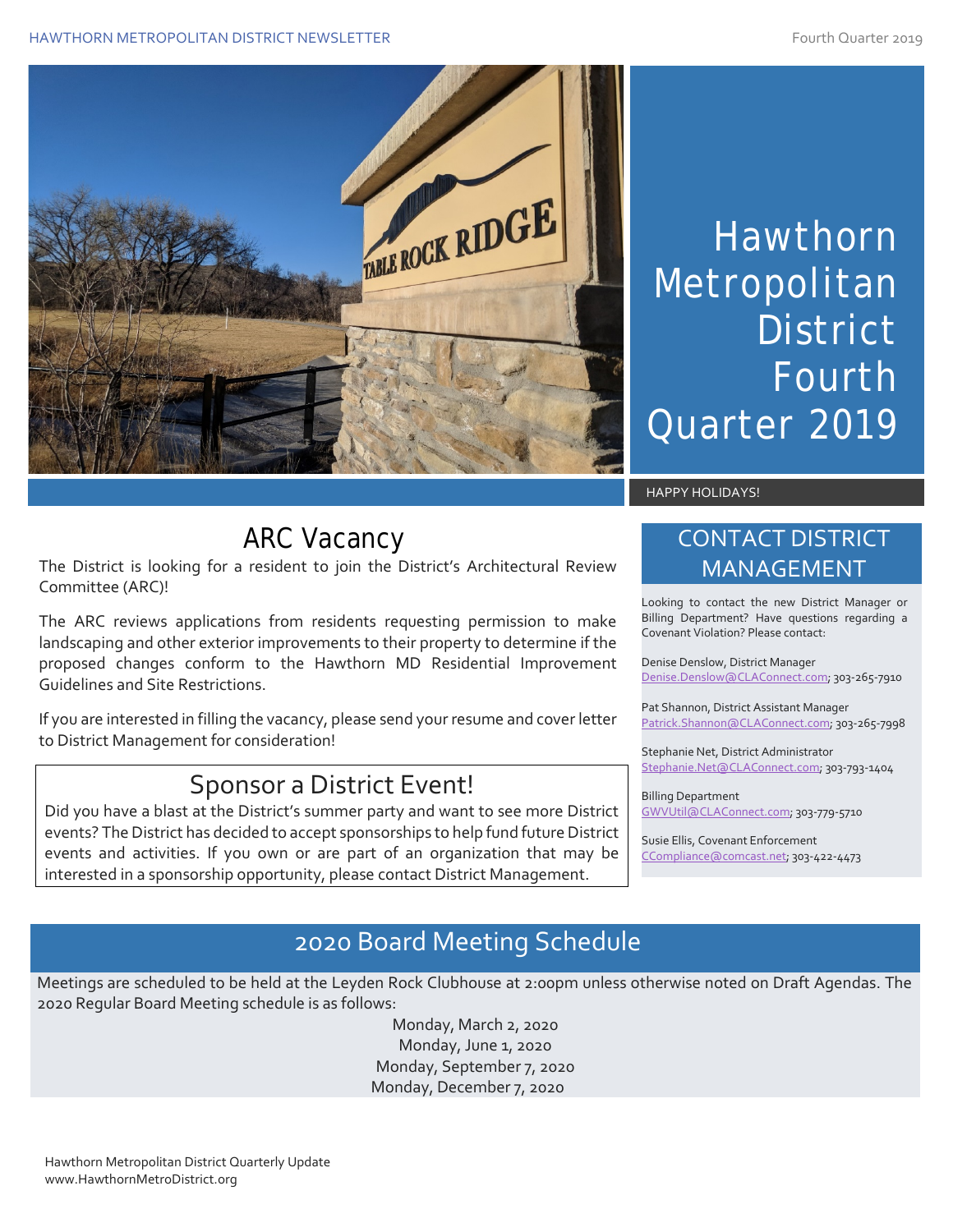# Hawthorn Metropolitan District Fourth Quarter 2019

HAPPY HOLIDAYS!

## ARC Vacancy

The District is looking for a resident to join the District's Architectural Review Committee (ARC)!

The ARC reviews applications from residents requesting permission to make landscaping and other exterior improvements to their property to determine if the proposed changes conform to the Hawthorn MD Residential Improvement Guidelines and Site Restrictions.

If you are interested in filling the vacancy, please send your resume and cover letter to District Management for consideration!

## Sponsor a District Event!

Did you have a blast at the District's summer party and want to see more District events? The District has decided to accept sponsorships to help fund future District events and activities. If you own or are part of an organization that may be interested in a sponsorship opportunity, please contact District Management.

## CONTACT DISTRICT MANAGEMENT

Looking to contact the new District Manager or Billing Department? Have questions regarding a Covenant Violation? Please contact:

Denise Denslow, District Manager
Denise.Denslow@CLAConnect.com; 303-265-7910

Pat Shannon, District Assistant Manager
Patrick.Shannon@CLAConnect.com; 303-265-7998

Stephanie Net, District Administrator
Stephanie.Net@CLAConnect.com; 303-793-1404

Billing Department
GWVUtil@CLAConnect.com; 303-779-5710

Susie Ellis, Covenant Enforcement
CCompliance@comcast.net; 303-422-4473

## 2020 Board Meeting Schedule

Meetings are scheduled to be held at the Leyden Rock Clubhouse at 2:00pm unless otherwise noted on Draft Agendas. The 2020 Regular Board Meeting schedule is as follows:

Monday, March 2, 2020
Monday, June 1, 2020
Monday, September 7, 2020
Monday, December 7, 2020

Hawthorn Metropolitan District Quarterly Update
www.HawthornMetroDistrict.org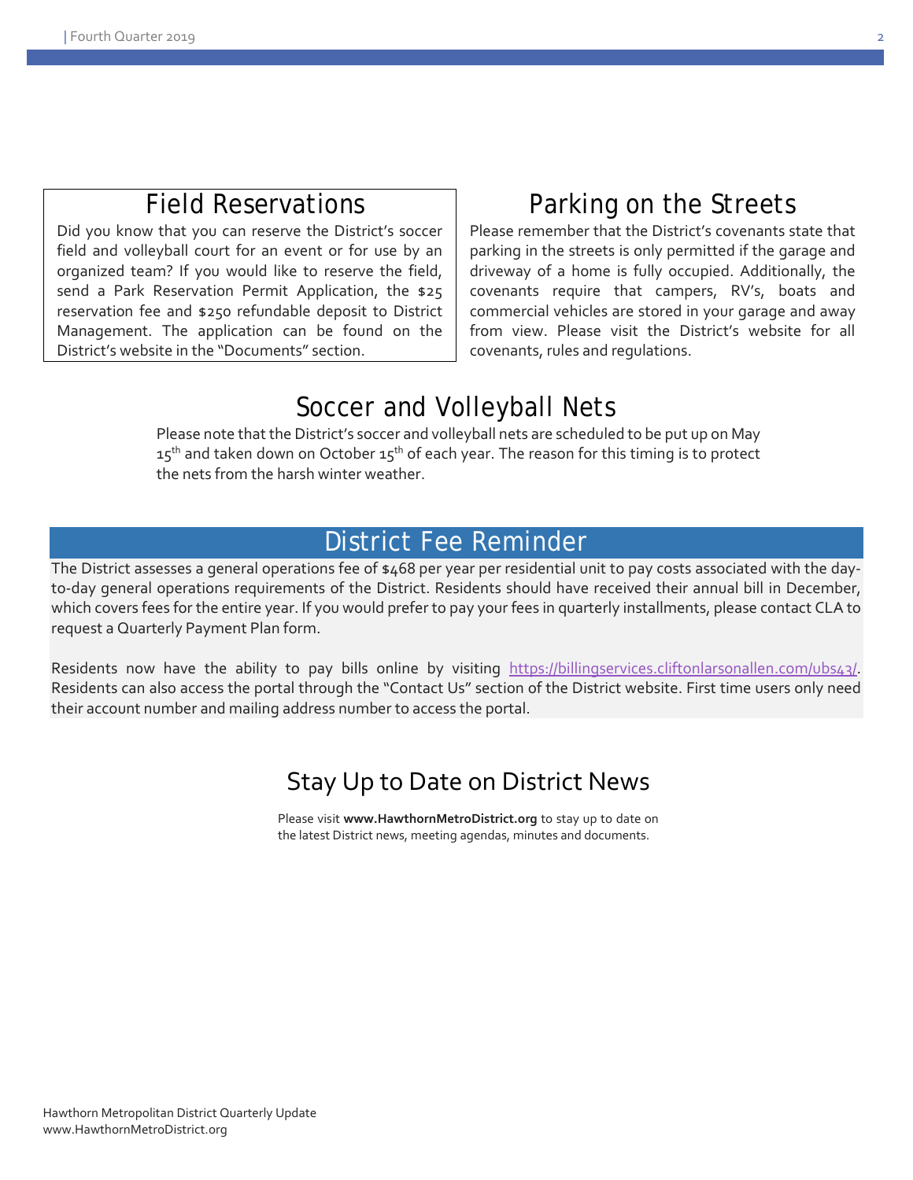## Field Reservations

Did you know that you can reserve the District's soccer field and volleyball court for an event or for use by an organized team? If you would like to reserve the field, send a Park Reservation Permit Application, the $25 reservation fee and $250 refundable deposit to District Management. The application can be found on the District's website in the "Documents" section.

## Parking on the Streets

Please remember that the District's covenants state that parking in the streets is only permitted if the garage and driveway of a home is fully occupied. Additionally, the covenants require that campers, RV's, boats and commercial vehicles are stored in your garage and away from view. Please visit the District's website for all covenants, rules and regulations.

## Soccer and Volleyball Nets

Please note that the District's soccer and volleyball nets are scheduled to be put up on May 15th and taken down on October 15th of each year. The reason for this timing is to protect the nets from the harsh winter weather.

## District Fee Reminder

The District assesses a general operations fee of $468 per year per residential unit to pay costs associated with the day-to-day general operations requirements of the District. Residents should have received their annual bill in December, which covers fees for the entire year. If you would prefer to pay your fees in quarterly installments, please contact CLA to request a Quarterly Payment Plan form.

Residents now have the ability to pay bills online by visiting https://billingservices.cliftonlarsonallen.com/ubs43/. Residents can also access the portal through the "Contact Us" section of the District website. First time users only need their account number and mailing address number to access the portal.

## Stay Up to Date on District News

Please visit **www.HawthornMetroDistrict.org** to stay up to date on the latest District news, meeting agendas, minutes and documents.